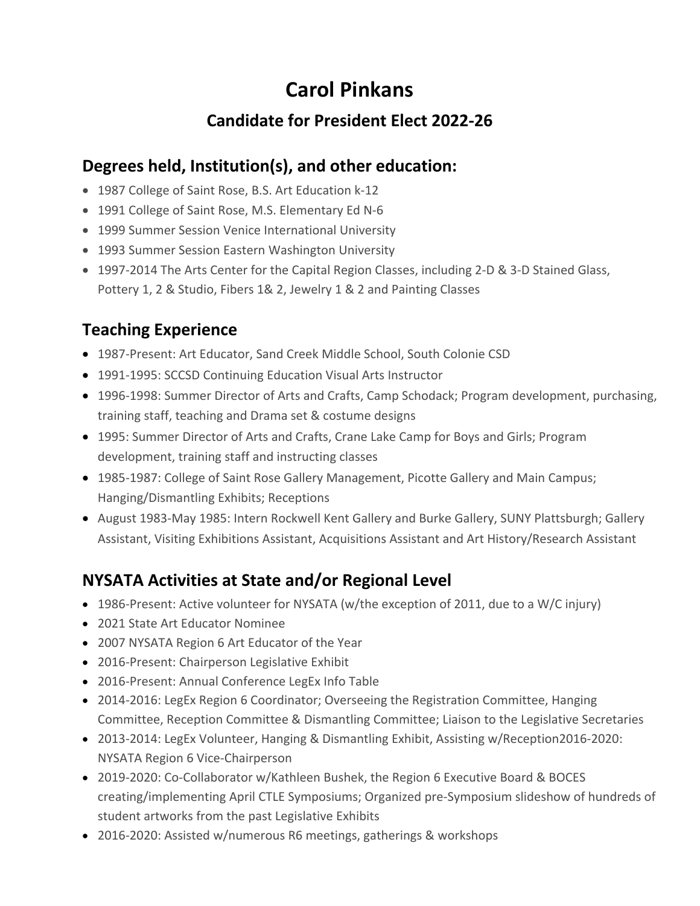# Carol Pinkans

## Candidate for President Elect 2022-26

## Degrees held, Institution(s), and other education:

- 1987 College of Saint Rose, B.S. Art Education k-12
- 1991 College of Saint Rose, M.S. Elementary Ed N-6
- 1999 Summer Session Venice International University
- 1993 Summer Session Eastern Washington University
- 1997-2014 The Arts Center for the Capital Region Classes, including 2-D & 3-D Stained Glass, Pottery 1, 2 & Studio, Fibers 1& 2, Jewelry 1 & 2 and Painting Classes

## Teaching Experience

- 1987-Present: Art Educator, Sand Creek Middle School, South Colonie CSD
- 1991-1995: SCCSD Continuing Education Visual Arts Instructor
- 1996-1998: Summer Director of Arts and Crafts, Camp Schodack; Program development, purchasing, training staff, teaching and Drama set & costume designs
- 1995: Summer Director of Arts and Crafts, Crane Lake Camp for Boys and Girls; Program development, training staff and instructing classes
- 1985-1987: College of Saint Rose Gallery Management, Picotte Gallery and Main Campus; Hanging/Dismantling Exhibits; Receptions
- August 1983-May 1985: Intern Rockwell Kent Gallery and Burke Gallery, SUNY Plattsburgh; Gallery Assistant, Visiting Exhibitions Assistant, Acquisitions Assistant and Art History/Research Assistant

## NYSATA Activities at State and/or Regional Level

- 1986-Present: Active volunteer for NYSATA (w/the exception of 2011, due to a W/C injury)
- 2021 State Art Educator Nominee
- 2007 NYSATA Region 6 Art Educator of the Year
- 2016-Present: Chairperson Legislative Exhibit
- 2016-Present: Annual Conference LegEx Info Table
- 2014-2016: LegEx Region 6 Coordinator; Overseeing the Registration Committee, Hanging Committee, Reception Committee & Dismantling Committee; Liaison to the Legislative Secretaries
- 2013-2014: LegEx Volunteer, Hanging & Dismantling Exhibit, Assisting w/Reception2016-2020: NYSATA Region 6 Vice-Chairperson
- 2019-2020: Co-Collaborator w/Kathleen Bushek, the Region 6 Executive Board & BOCES creating/implementing April CTLE Symposiums; Organized pre-Symposium slideshow of hundreds of student artworks from the past Legislative Exhibits
- 2016-2020: Assisted w/numerous R6 meetings, gatherings & workshops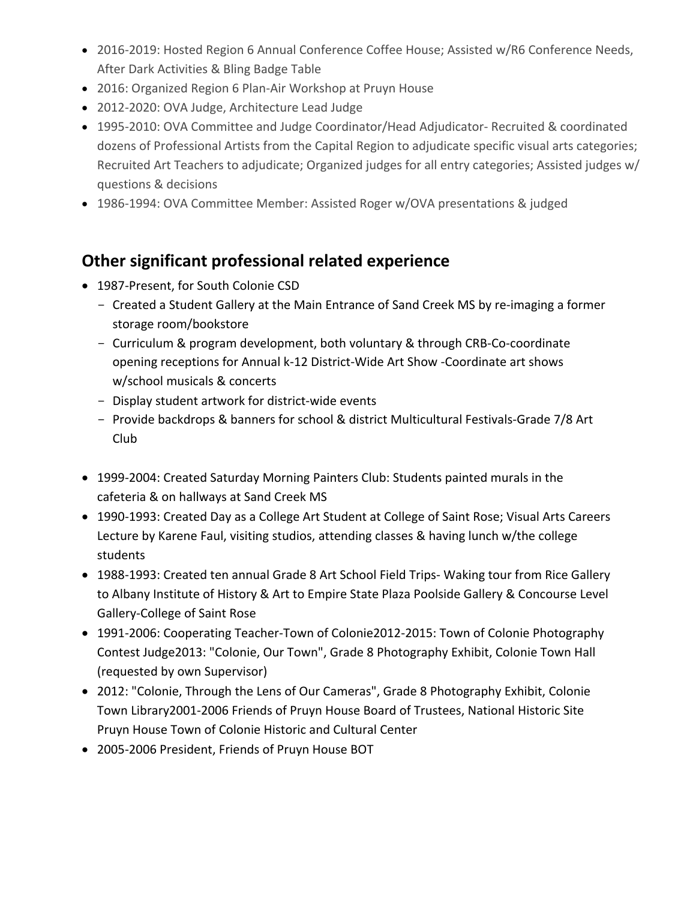- 2016-2019: Hosted Region 6 Annual Conference Coffee House; Assisted w/R6 Conference Needs, After Dark Activities & Bling Badge Table
- 2016: Organized Region 6 Plan-Air Workshop at Pruyn House
- 2012-2020: OVA Judge, Architecture Lead Judge
- 1995-2010: OVA Committee and Judge Coordinator/Head Adjudicator- Recruited & coordinated dozens of Professional Artists from the Capital Region to adjudicate specific visual arts categories; Recruited Art Teachers to adjudicate; Organized judges for all entry categories; Assisted judges w/ questions & decisions
- 1986-1994: OVA Committee Member: Assisted Roger w/OVA presentations & judged

## Other significant professional related experience

- 1987-Present, for South Colonie CSD
  - Created a Student Gallery at the Main Entrance of Sand Creek MS by re-imaging a former storage room/bookstore
  - Curriculum & program development, both voluntary & through CRB-Co-coordinate opening receptions for Annual k-12 District-Wide Art Show -Coordinate art shows w/school musicals & concerts
  - Display student artwork for district-wide events
  - Provide backdrops & banners for school & district Multicultural Festivals-Grade 7/8 Art Club

- 1999-2004: Created Saturday Morning Painters Club: Students painted murals in the cafeteria & on hallways at Sand Creek MS
- 1990-1993: Created Day as a College Art Student at College of Saint Rose; Visual Arts Careers Lecture by Karene Faul, visiting studios, attending classes & having lunch w/the college students
- 1988-1993: Created ten annual Grade 8 Art School Field Trips- Waking tour from Rice Gallery to Albany Institute of History & Art to Empire State Plaza Poolside Gallery & Concourse Level Gallery-College of Saint Rose
- 1991-2006: Cooperating Teacher-Town of Colonie2012-2015: Town of Colonie Photography Contest Judge2013: "Colonie, Our Town", Grade 8 Photography Exhibit, Colonie Town Hall (requested by own Supervisor)
- 2012: "Colonie, Through the Lens of Our Cameras", Grade 8 Photography Exhibit, Colonie Town Library2001-2006 Friends of Pruyn House Board of Trustees, National Historic Site Pruyn House Town of Colonie Historic and Cultural Center
- 2005-2006 President, Friends of Pruyn House BOT